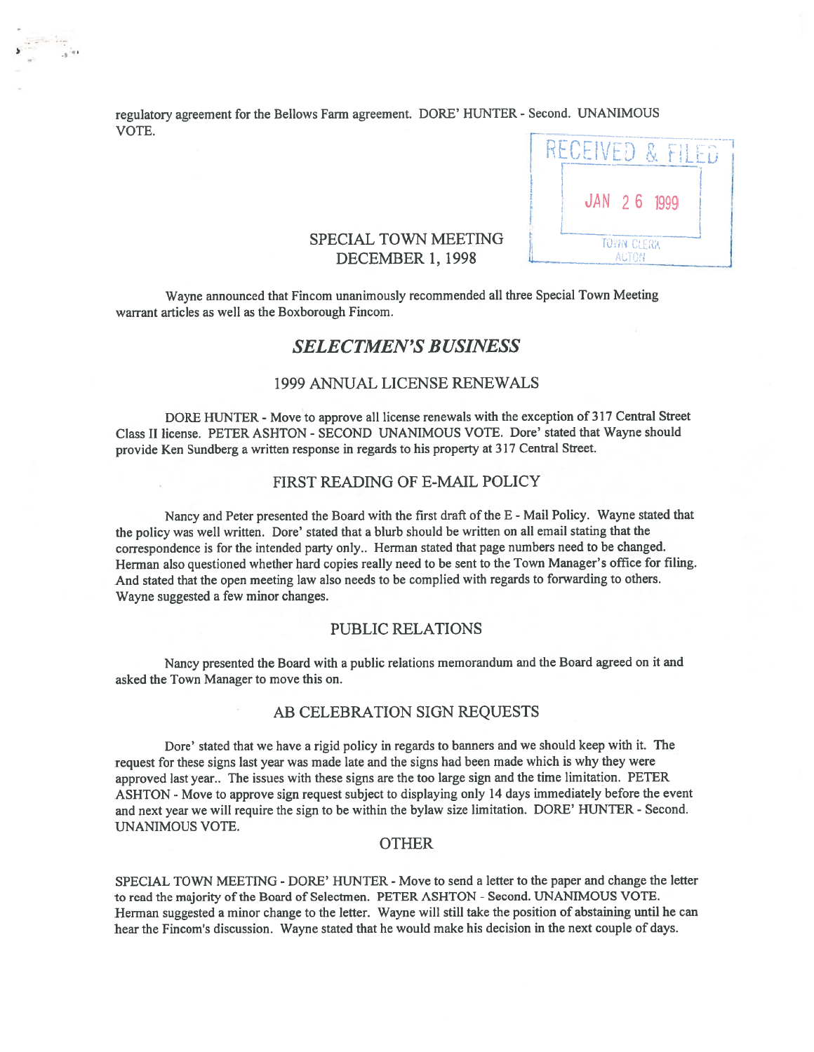regulatory agreement for the Bellows Farm agreement. DORE' HUNTER - Second. UNANIMOUS VOTE.

RECEIVED & FILED

JAN 26 1999

TOWN CLERK ACTON

## SPECIAL TOWN MEETING DECEMBER 1, 1998

Wayne announced that Fincom unanimously recommended all three Special Town Meeting warrant articles as well as the Boxborough Fincom.

# *SELECTMEN'S BUSINESS*

## 1999 ANNUAL LICENSE RENEWALS

DORE HUNTER - Move to approve all license renewals with the exception of 317 Central Street Class II license. PETER ASHTON - SECOND UNANIMOUS VOTE. Dore' stated that Wayne should provide Ken Sundberg a written response in regards to his property at 317 Central Street.

## FIRST READING OF E-MAIL POLICY

Nancy and Peter presented the Board with the first draft of the E - Mail Policy. Wayne stated that the policy was well written. Dore' stated that a blurb should be written on all email stating that the correspondence is for the intended party only.. Herman stated that page numbers need to be changed. Herman also questioned whether hard copies really need to be sent to the Town Manager's office for filing. And stated that the open meeting law also needs to be complied with regards to forwarding to others. Wayne suggested a few minor changes.

## PUBLIC RELATIONS

Nancy presented the Board with a public relations memorandum and the Board agreed on it and asked the Town Manager to move this on.

## AB CELEBRATION SIGN REQUESTS

Dore' stated that we have a rigid policy in regards to banners and we should keep with it. The request for these signs last year was made late and the signs had been made which is why they were approved last year.. The issues with these signs are the too large sign and the time limitation. PETER ASHTON - Move to approve sign request subject to displaying only 14 days immediately before the event and next year we will require the sign to be within the bylaw size limitation. DORE' HUNTER - Second. UNANIMOUS VOTE.

## OTHER

SPECIAL TOWN MEETING - DORE' HUNTER - Move to send a letter to the paper and change the letter to read the majority of the Board of Selectmen. PETER ASHTON - Second. UNANIMOUS VOTE. Herman suggested a minor change to the letter. Wayne will still take the position of abstaining until he can hear the Fincom's discussion. Wayne stated that he would make his decision in the next couple of days.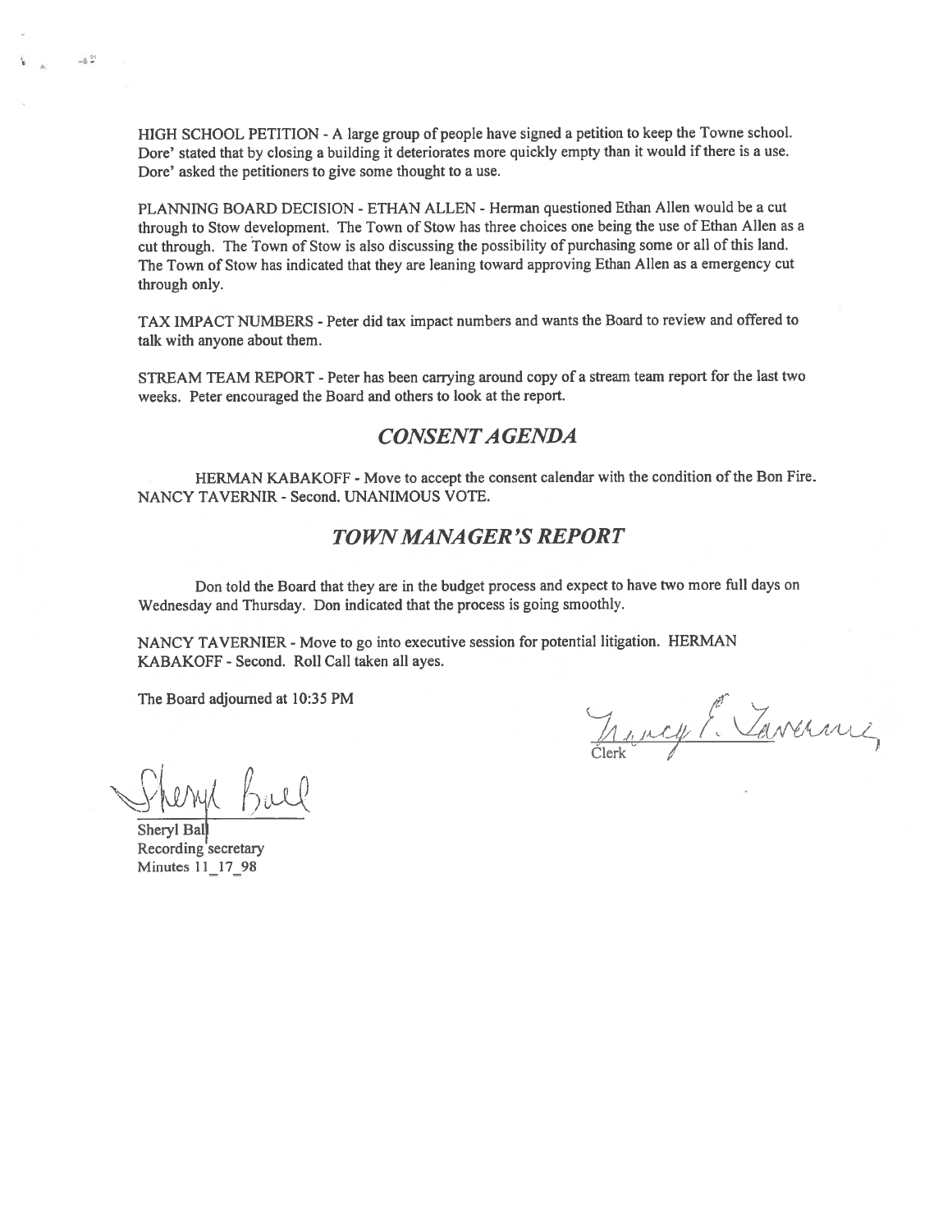HIGH SCHOOL PETITION - A large group of people have signed a petition to keep the Towne school. Dore' stated that by closing a building it deteriorates more quickly empty than it would if there is a use. Dore' asked the petitioners to give some thought to a use.

PLANNING BOARD DECISION - ETHAN ALLEN - Herman questioned Ethan Allen would be a cut through to Stow development. The Town of Stow has three choices one being the use of Ethan Allen as a cut through. The Town of Stow is also discussing the possibility of purchasing some or all of this land. The Town of Stow has indicated that they are leaning toward approving Ethan Allen as a emergency cut through only.

TAX IMPACT NUMBERS - Peter did tax impact numbers and wants the Board to review and offered to talk with anyone about them.

STREAM TEAM REPORT - Peter has been carrying around copy of a stream team report for the last two weeks. Peter encouraged the Board and others to look at the report.

## *CONSENT AGENDA*

HERMAN KABAKOFF - Move to accept the consent calendar with the condition of the Bon Fire. NANCY TAVERNIR - Second. UNANIMOUS VOTE.

## *TOWN MANAGER'S REPORT*

Don told the Board that they are in the budget process and expect to have two more full days on Wednesday and Thursday. Don indicated that the process is going smoothly.

NANCY TAVERNIER - Move to go into executive session for potential litigation. HERMAN KABAKOFF - Second. Roll Call taken all ayes.

The Board adjourned at 10:35 PM

Nancy E. Tavernier
Clerk

Sheryl Ball
Sheryl Ball
Recording secretary
Minutes 11_17_98